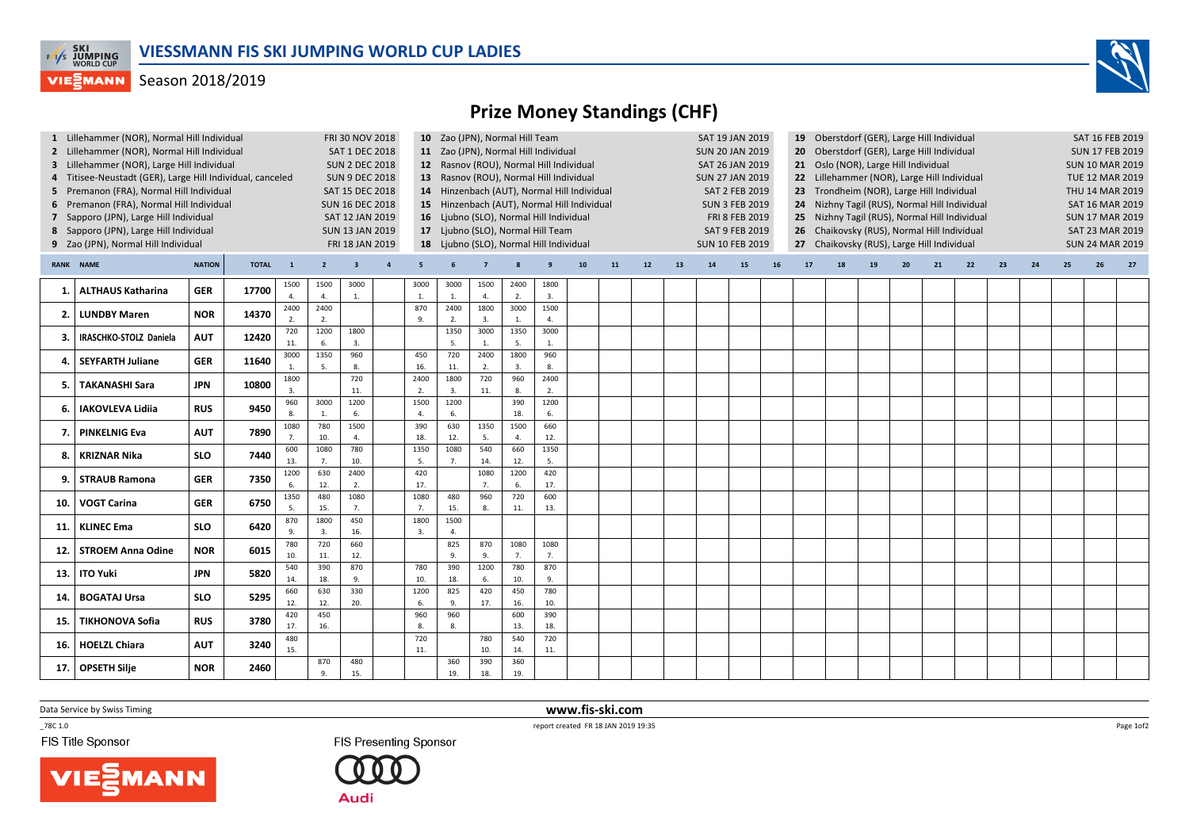# VIESSMANN FIS SKI JUMPING WORLD CUP LADIES

Season 2018/2019

## Prize Money Standings (CHF)

| | | |
|---|---|---|
| 1 Lillehammer (NOR), Normal Hill Individual | FRI 30 NOV 2018 | |
| 2 Lillehammer (NOR), Normal Hill Individual | SAT 1 DEC 2018 | |
| 3 Lillehammer (NOR), Large Hill Individual | SUN 2 DEC 2018 | |
| 4 Titisee-Neustadt (GER), Large Hill Individual, canceled | SUN 9 DEC 2018 | |
| 5 Premanon (FRA), Normal Hill Individual | SAT 15 DEC 2018 | |
| 6 Premanon (FRA), Normal Hill Individual | SUN 16 DEC 2018 | |
| 7 Sapporo (JPN), Large Hill Individual | SAT 12 JAN 2019 | |
| 8 Sapporo (JPN), Large Hill Individual | SUN 13 JAN 2019 | |
| 9 Zao (JPN), Normal Hill Individual | FRI 18 JAN 2019 | |
| 10 Zao (JPN), Normal Hill Team | SAT 19 JAN 2019 | |
| 11 Zao (JPN), Normal Hill Individual | SUN 20 JAN 2019 | |
| 12 Rasnov (ROU), Normal Hill Individual | SAT 26 JAN 2019 | |
| 13 Rasnov (ROU), Normal Hill Individual | SUN 27 JAN 2019 | |
| 14 Hinzenbach (AUT), Normal Hill Individual | SAT 2 FEB 2019 | |
| 15 Hinzenbach (AUT), Normal Hill Individual | SUN 3 FEB 2019 | |
| 16 Ljubno (SLO), Normal Hill Individual | FRI 8 FEB 2019 | |
| 17 Ljubno (SLO), Normal Hill Team | SAT 9 FEB 2019 | |
| 18 Ljubno (SLO), Normal Hill Individual | SUN 10 FEB 2019 | |
| 19 Oberstdorf (GER), Large Hill Individual | SAT 16 FEB 2019 | |
| 20 Oberstdorf (GER), Large Hill Individual | SUN 17 FEB 2019 | |
| 21 Oslo (NOR), Large Hill Individual | SUN 10 MAR 2019 | |
| 22 Lillehammer (NOR), Large Hill Individual | TUE 12 MAR 2019 | |
| 23 Trondheim (NOR), Large Hill Individual | THU 14 MAR 2019 | |
| 24 Nizhny Tagil (RUS), Normal Hill Individual | SAT 16 MAR 2019 | |
| 25 Nizhny Tagil (RUS), Normal Hill Individual | SUN 17 MAR 2019 | |
| 26 Chaikovsky (RUS), Normal Hill Individual | SAT 23 MAR 2019 | |
| 27 Chaikovsky (RUS), Large Hill Individual | SUN 24 MAR 2019 | |

| RANK | NAME | NATION | TOTAL | 1 | 2 | 3 | 4 | 5 | 6 | 7 | 8 | 9 | 10 | 11 | 12 | 13 | 14 | 15 | 16 | 17 | 18 | 19 | 20 | 21 | 22 | 23 | 24 | 25 | 26 | 27 |
|---|---|---|---|---|---|---|---|---|---|---|---|---|---|---|---|---|---|---|---|---|---|---|---|---|---|---|---|---|---|---|
| 1. | ALTHAUS Katharina | GER | 17700 | 1500 4. | 1500 4. | 3000 1. | | 3000 1. | 3000 1. | 1500 4. | 2400 2. | 1800 3. | | | | | | | | | | | | | | | | | | |
| 2. | LUNDBY Maren | NOR | 14370 | 2400 2. | 2400 2. | | | 870 9. | 2400 2. | 1800 3. | 3000 1. | 1500 4. | | | | | | | | | | | | | | | | | | |
| 3. | IRASCHKO-STOLZ Daniela | AUT | 12420 | 720 11. | 1200 6. | 1800 3. | | | 1350 5. | 3000 1. | 1350 5. | 3000 1. | | | | | | | | | | | | | | | | | | |
| 4. | SEYFARTH Juliane | GER | 11640 | 3000 1. | 1350 5. | 960 8. | | 450 16. | 720 11. | 2400 2. | 1800 3. | 960 8. | | | | | | | | | | | | | | | | | | |
| 5. | TAKANASHI Sara | JPN | 10800 | 1800 3. | | 720 11. | | 2400 2. | 1800 3. | 720 11. | 960 8. | 2400 2. | | | | | | | | | | | | | | | | | | |
| 6. | IAKOVLEVA Lidiia | RUS | 9450 | 960 8. | 3000 1. | 1200 6. | | 1500 4. | 1200 6. | | 390 18. | 1200 6. | | | | | | | | | | | | | | | | | | |
| 7. | PINKELNIG Eva | AUT | 7890 | 1080 7. | 780 10. | 1500 4. | | 390 18. | 630 12. | 1350 5. | 1500 4. | 660 12. | | | | | | | | | | | | | | | | | | |
| 8. | KRIZNAR Nika | SLO | 7440 | 600 13. | 1080 7. | 780 10. | | 1350 5. | 1080 7. | 540 14. | 660 12. | 1350 5. | | | | | | | | | | | | | | | | | | |
| 9. | STRAUB Ramona | GER | 7350 | 1200 6. | 630 12. | 2400 2. | | 420 17. | | 1080 7. | 1200 6. | 420 17. | | | | | | | | | | | | | | | | | | |
| 10. | VOGT Carina | GER | 6750 | 1350 5. | 480 15. | 1080 7. | | 1080 7. | 480 15. | 960 8. | 720 11. | 600 13. | | | | | | | | | | | | | | | | | | |
| 11. | KLINEC Ema | SLO | 6420 | 870 9. | 1800 3. | 450 16. | | 1800 3. | 1500 4. | | | | | | | | | | | | | | | | | | | | | |
| 12. | STROEM Anna Odine | NOR | 6015 | 780 10. | 720 11. | 660 12. | | | 825 9. | 870 9. | 1080 7. | 1080 7. | | | | | | | | | | | | | | | | | | |
| 13. | ITO Yuki | JPN | 5820 | 540 14. | 390 18. | 870 9. | | 780 10. | 390 18. | 1200 6. | 780 10. | 870 9. | | | | | | | | | | | | | | | | | | |
| 14. | BOGATAJ Ursa | SLO | 5295 | 660 12. | 630 12. | 330 20. | | 1200 6. | 825 9. | 420 17. | 450 16. | 780 10. | | | | | | | | | | | | | | | | | | |
| 15. | TIKHONOVA Sofia | RUS | 3780 | 420 17. | 450 16. | | | 960 8. | 960 8. | | 600 13. | 390 18. | | | | | | | | | | | | | | | | | | |
| 16. | HOELZL Chiara | AUT | 3240 | 480 15. | | | | 720 11. | | 780 10. | 540 14. | 720 11. | | | | | | | | | | | | | | | | | | |
| 17. | OPSETH Silje | NOR | 2460 | | 870 9. | 480 15. | | | 360 19. | 390 18. | 360 19. | | | | | | | | | | | | | | | | | | | |

Data Service by Swiss Timing

www.fis-ski.com

_78C 1.0

report created FR 18 JAN 2019 19:35

FIS Title Sponsor

FIS Presenting Sponsor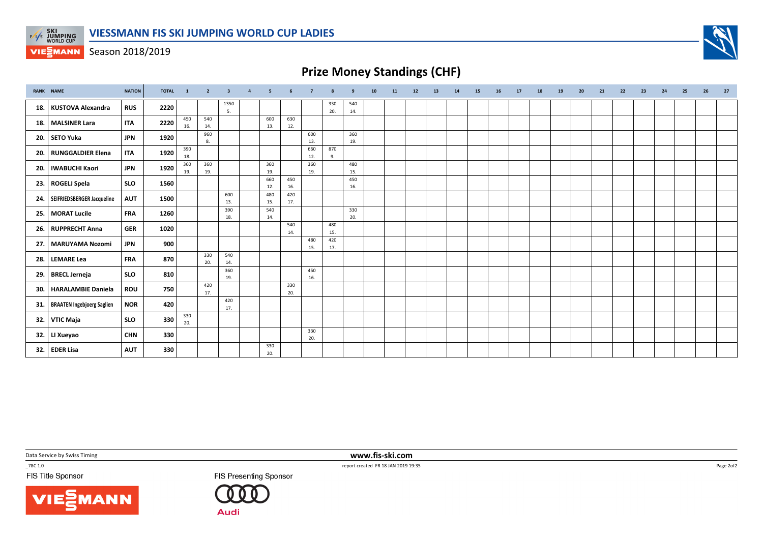# VIESSMANN FIS SKI JUMPING WORLD CUP LADIES

Season 2018/2019

## Prize Money Standings (CHF)

| RANK | NAME | NATION | TOTAL | 1 | 2 | 3 | 4 | 5 | 6 | 7 | 8 | 9 | 10 | 11 | 12 | 13 | 14 | 15 | 16 | 17 | 18 | 19 | 20 | 21 | 22 | 23 | 24 | 25 | 26 | 27 |
|---|---|---|---|---|---|---|---|---|---|---|---|---|---|---|---|---|---|---|---|---|---|---|---|---|---|---|---|---|---|---|
| 18. | KUSTOVA Alexandra | RUS | 2220 | | | 1350 5. | | | | | 330 20. | 540 14. | | | | | | | | | | | | | | | | | | |
| 18. | MALSINER Lara | ITA | 2220 | 450 16. | 540 14. | | | 600 13. | 630 12. | | | | | | | | | | | | | | | | | | | | | |
| 20. | SETO Yuka | JPN | 1920 | | 960 8. | | | | | 600 13. | | 360 19. | | | | | | | | | | | | | | | | | | |
| 20. | RUNGGALDIER Elena | ITA | 1920 | 390 18. | | | | | | 660 12. | 870 9. | | | | | | | | | | | | | | | | | | | |
| 20. | IWABUCHI Kaori | JPN | 1920 | 360 19. | 360 19. | | | 360 19. | | 360 19. | | 480 15. | | | | | | | | | | | | | | | | | | |
| 23. | ROGELJ Spela | SLO | 1560 | | | | | 660 12. | 450 16. | | | 450 16. | | | | | | | | | | | | | | | | | | |
| 24. | SEIFRIEDSBERGER Jacqueline | AUT | 1500 | | | 600 13. | | 480 15. | 420 17. | | | | | | | | | | | | | | | | | | | | | |
| 25. | MORAT Lucile | FRA | 1260 | | | 390 18. | | 540 14. | | | | 330 20. | | | | | | | | | | | | | | | | | | |
| 26. | RUPPRECHT Anna | GER | 1020 | | | | | | 540 14. | | 480 15. | | | | | | | | | | | | | | | | | | | |
| 27. | MARUYAMA Nozomi | JPN | 900 | | | | | | | 480 15. | 420 17. | | | | | | | | | | | | | | | | | | | |
| 28. | LEMARE Lea | FRA | 870 | | 330 20. | 540 14. | | | | | | | | | | | | | | | | | | | | | | | | |
| 29. | BRECL Jerneja | SLO | 810 | | | 360 19. | | | | 450 16. | | | | | | | | | | | | | | | | | | | | |
| 30. | HARALAMBIE Daniela | ROU | 750 | | 420 17. | | | | 330 20. | | | | | | | | | | | | | | | | | | | | | |
| 31. | BRAATEN Ingebjoerg Saglien | NOR | 420 | | | 420 17. | | | | | | | | | | | | | | | | | | | | | | | | |
| 32. | VTIC Maja | SLO | 330 | 330 20. | | | | | | | | | | | | | | | | | | | | | | | | | | |
| 32. | LI Xueyao | CHN | 330 | | | | | | | 330 20. | | | | | | | | | | | | | | | | | | | | |
| 32. | EDER Lisa | AUT | 330 | | | | | 330 20. | | | | | | | | | | | | | | | | | | | | | | |

Data Service by Swiss Timing

www.fis-ski.com

_78C 1.0

report created FR 18 JAN 2019 19:35

FIS Title Sponsor

FIS Presenting Sponsor